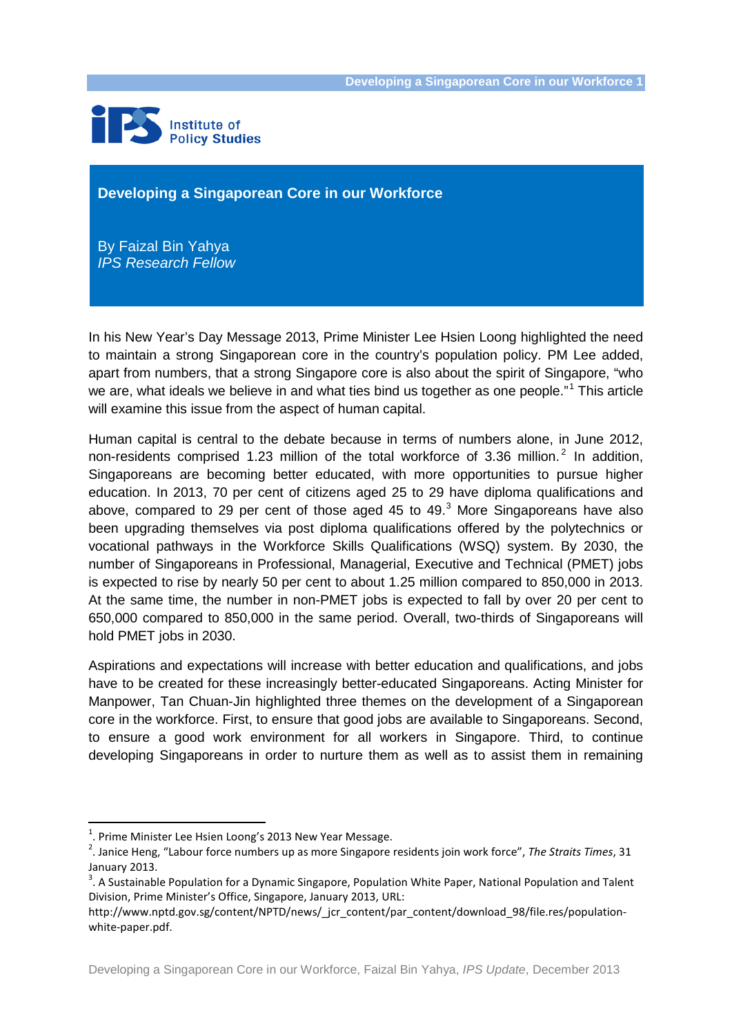Institute of Policy Studies

# Developing a Singaporean Core in our Workforce

By Faizal Bin Yahya
*IPS Research Fellow*

In his New Year's Day Message 2013, Prime Minister Lee Hsien Loong highlighted the need to maintain a strong Singaporean core in the country's population policy. PM Lee added, apart from numbers, that a strong Singapore core is also about the spirit of Singapore, "who we are, what ideals we believe in and what ties bind us together as one people."[1] This article will examine this issue from the aspect of human capital.

Human capital is central to the debate because in terms of numbers alone, in June 2012, non-residents comprised 1.23 million of the total workforce of 3.36 million.[2] In addition, Singaporeans are becoming better educated, with more opportunities to pursue higher education. In 2013, 70 per cent of citizens aged 25 to 29 have diploma qualifications and above, compared to 29 per cent of those aged 45 to 49.[3] More Singaporeans have also been upgrading themselves via post diploma qualifications offered by the polytechnics or vocational pathways in the Workforce Skills Qualifications (WSQ) system. By 2030, the number of Singaporeans in Professional, Managerial, Executive and Technical (PMET) jobs is expected to rise by nearly 50 per cent to about 1.25 million compared to 850,000 in 2013. At the same time, the number in non-PMET jobs is expected to fall by over 20 per cent to 650,000 compared to 850,000 in the same period. Overall, two-thirds of Singaporeans will hold PMET jobs in 2030.

Aspirations and expectations will increase with better education and qualifications, and jobs have to be created for these increasingly better-educated Singaporeans. Acting Minister for Manpower, Tan Chuan-Jin highlighted three themes on the development of a Singaporean core in the workforce. First, to ensure that good jobs are available to Singaporeans. Second, to ensure a good work environment for all workers in Singapore. Third, to continue developing Singaporeans in order to nurture them as well as to assist them in remaining

---

[1]. Prime Minister Lee Hsien Loong's 2013 New Year Message.

[2]. Janice Heng, "Labour force numbers up as more Singapore residents join work force", *The Straits Times*, 31 January 2013.

[3]. A Sustainable Population for a Dynamic Singapore, Population White Paper, National Population and Talent Division, Prime Minister's Office, Singapore, January 2013, URL: http://www.nptd.gov.sg/content/NPTD/news/_jcr_content/par_content/download_98/file.res/population-white-paper.pdf.

Developing a Singaporean Core in our Workforce, Faizal Bin Yahya, *IPS Update*, December 2013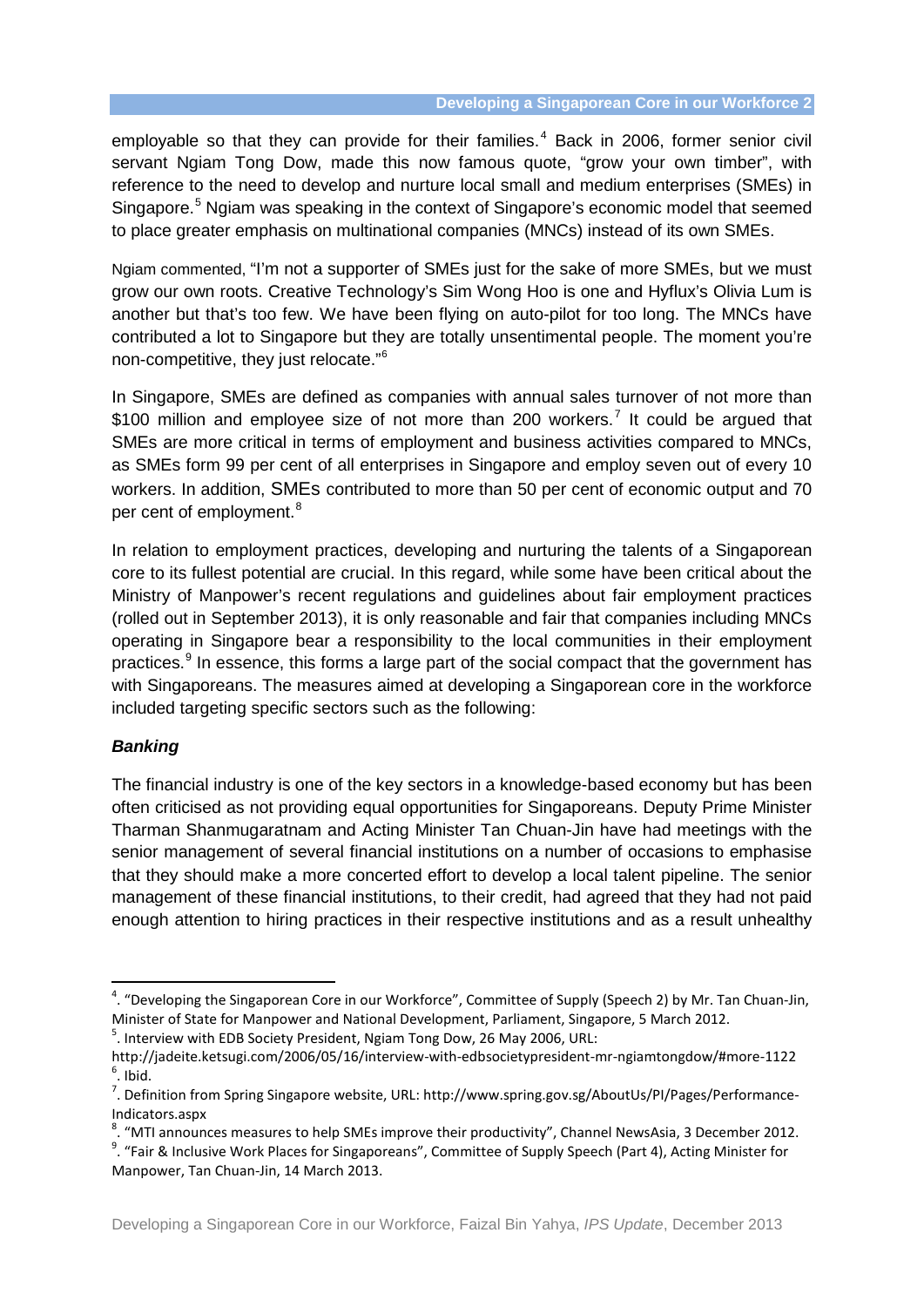employable so that they can provide for their families.[4] Back in 2006, former senior civil servant Ngiam Tong Dow, made this now famous quote, "grow your own timber", with reference to the need to develop and nurture local small and medium enterprises (SMEs) in Singapore.[5] Ngiam was speaking in the context of Singapore's economic model that seemed to place greater emphasis on multinational companies (MNCs) instead of its own SMEs.

Ngiam commented, "I'm not a supporter of SMEs just for the sake of more SMEs, but we must grow our own roots. Creative Technology's Sim Wong Hoo is one and Hyflux's Olivia Lum is another but that's too few. We have been flying on auto-pilot for too long. The MNCs have contributed a lot to Singapore but they are totally unsentimental people. The moment you're non-competitive, they just relocate."[6]

In Singapore, SMEs are defined as companies with annual sales turnover of not more than $100 million and employee size of not more than 200 workers.[7] It could be argued that SMEs are more critical in terms of employment and business activities compared to MNCs, as SMEs form 99 per cent of all enterprises in Singapore and employ seven out of every 10 workers. In addition, SMEs contributed to more than 50 per cent of economic output and 70 per cent of employment.[8]

In relation to employment practices, developing and nurturing the talents of a Singaporean core to its fullest potential are crucial. In this regard, while some have been critical about the Ministry of Manpower's recent regulations and guidelines about fair employment practices (rolled out in September 2013), it is only reasonable and fair that companies including MNCs operating in Singapore bear a responsibility to the local communities in their employment practices.[9] In essence, this forms a large part of the social compact that the government has with Singaporeans. The measures aimed at developing a Singaporean core in the workforce included targeting specific sectors such as the following:

### ***Banking***

The financial industry is one of the key sectors in a knowledge-based economy but has been often criticised as not providing equal opportunities for Singaporeans. Deputy Prime Minister Tharman Shanmugaratnam and Acting Minister Tan Chuan-Jin have had meetings with the senior management of several financial institutions on a number of occasions to emphasise that they should make a more concerted effort to develop a local talent pipeline. The senior management of these financial institutions, to their credit, had agreed that they had not paid enough attention to hiring practices in their respective institutions and as a result unhealthy

---

[4]. "Developing the Singaporean Core in our Workforce", Committee of Supply (Speech 2) by Mr. Tan Chuan-Jin, Minister of State for Manpower and National Development, Parliament, Singapore, 5 March 2012.

[5]. Interview with EDB Society President, Ngiam Tong Dow, 26 May 2006, URL: http://jadeite.ketsugi.com/2006/05/16/interview-with-edbsocietypresident-mr-ngiamtongdow/#more-1122

[6]. Ibid.

[7]. Definition from Spring Singapore website, URL: http://www.spring.gov.sg/AboutUs/PI/Pages/Performance-Indicators.aspx

[8]. "MTI announces measures to help SMEs improve their productivity", Channel NewsAsia, 3 December 2012.

[9]. "Fair & Inclusive Work Places for Singaporeans", Committee of Supply Speech (Part 4), Acting Minister for Manpower, Tan Chuan-Jin, 14 March 2013.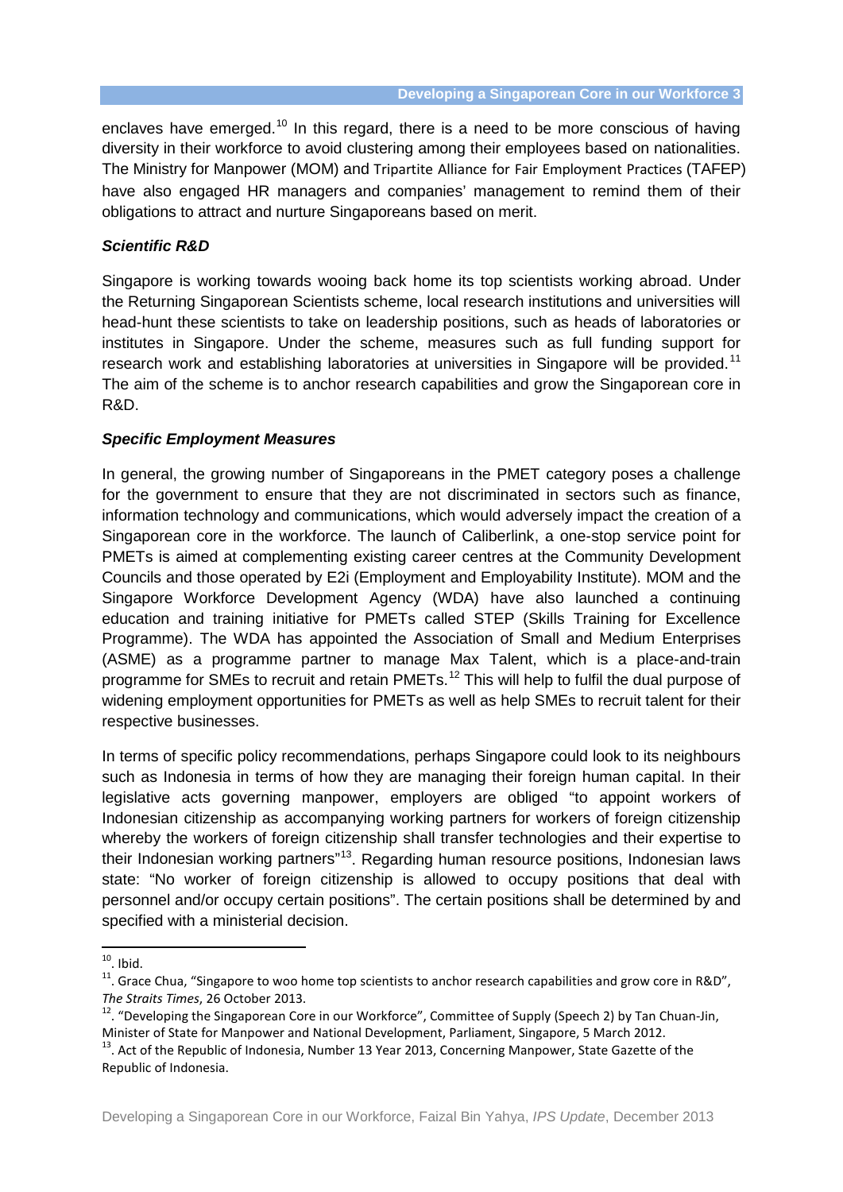enclaves have emerged.[10] In this regard, there is a need to be more conscious of having diversity in their workforce to avoid clustering among their employees based on nationalities. The Ministry for Manpower (MOM) and Tripartite Alliance for Fair Employment Practices (TAFEP) have also engaged HR managers and companies' management to remind them of their obligations to attract and nurture Singaporeans based on merit.

### *Scientific R&D*

Singapore is working towards wooing back home its top scientists working abroad. Under the Returning Singaporean Scientists scheme, local research institutions and universities will head-hunt these scientists to take on leadership positions, such as heads of laboratories or institutes in Singapore. Under the scheme, measures such as full funding support for research work and establishing laboratories at universities in Singapore will be provided.[11] The aim of the scheme is to anchor research capabilities and grow the Singaporean core in R&D.

### *Specific Employment Measures*

In general, the growing number of Singaporeans in the PMET category poses a challenge for the government to ensure that they are not discriminated in sectors such as finance, information technology and communications, which would adversely impact the creation of a Singaporean core in the workforce. The launch of Caliberlink, a one-stop service point for PMETs is aimed at complementing existing career centres at the Community Development Councils and those operated by E2i (Employment and Employability Institute). MOM and the Singapore Workforce Development Agency (WDA) have also launched a continuing education and training initiative for PMETs called STEP (Skills Training for Excellence Programme). The WDA has appointed the Association of Small and Medium Enterprises (ASME) as a programme partner to manage Max Talent, which is a place-and-train programme for SMEs to recruit and retain PMETs.[12] This will help to fulfil the dual purpose of widening employment opportunities for PMETs as well as help SMEs to recruit talent for their respective businesses.

In terms of specific policy recommendations, perhaps Singapore could look to its neighbours such as Indonesia in terms of how they are managing their foreign human capital. In their legislative acts governing manpower, employers are obliged "to appoint workers of Indonesian citizenship as accompanying working partners for workers of foreign citizenship whereby the workers of foreign citizenship shall transfer technologies and their expertise to their Indonesian working partners"[13]. Regarding human resource positions, Indonesian laws state: "No worker of foreign citizenship is allowed to occupy positions that deal with personnel and/or occupy certain positions". The certain positions shall be determined by and specified with a ministerial decision.

---

[10]. Ibid.

[11]. Grace Chua, "Singapore to woo home top scientists to anchor research capabilities and grow core in R&D", *The Straits Times*, 26 October 2013.

[12]. "Developing the Singaporean Core in our Workforce", Committee of Supply (Speech 2) by Tan Chuan-Jin, Minister of State for Manpower and National Development, Parliament, Singapore, 5 March 2012.

[13]. Act of the Republic of Indonesia, Number 13 Year 2013, Concerning Manpower, State Gazette of the Republic of Indonesia.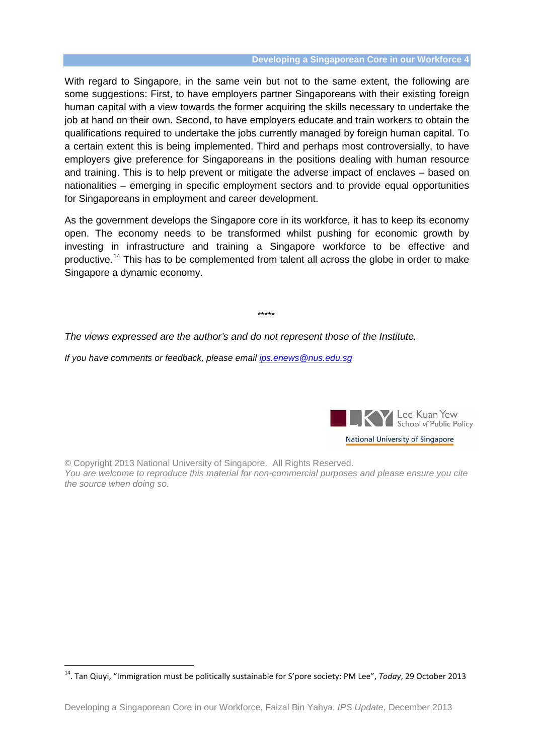With regard to Singapore, in the same vein but not to the same extent, the following are some suggestions: First, to have employers partner Singaporeans with their existing foreign human capital with a view towards the former acquiring the skills necessary to undertake the job at hand on their own. Second, to have employers educate and train workers to obtain the qualifications required to undertake the jobs currently managed by foreign human capital. To a certain extent this is being implemented. Third and perhaps most controversially, to have employers give preference for Singaporeans in the positions dealing with human resource and training. This is to help prevent or mitigate the adverse impact of enclaves – based on nationalities – emerging in specific employment sectors and to provide equal opportunities for Singaporeans in employment and career development.

As the government develops the Singapore core in its workforce, it has to keep its economy open. The economy needs to be transformed whilst pushing for economic growth by investing in infrastructure and training a Singapore workforce to be effective and productive.[14] This has to be complemented from talent all across the globe in order to make Singapore a dynamic economy.

*****

*The views expressed are the author's and do not represent those of the Institute.*

*If you have comments or feedback, please email [ips.enews@nus.edu.sg](mailto:ips.enews@nus.edu.sg)*

Lee Kuan Yew School of Public Policy
National University of Singapore

© Copyright 2013 National University of Singapore. All Rights Reserved.
*You are welcome to reproduce this material for non-commercial purposes and please ensure you cite the source when doing so.*

---

[14]. Tan Qiuyi, "Immigration must be politically sustainable for S'pore society: PM Lee", *Today*, 29 October 2013